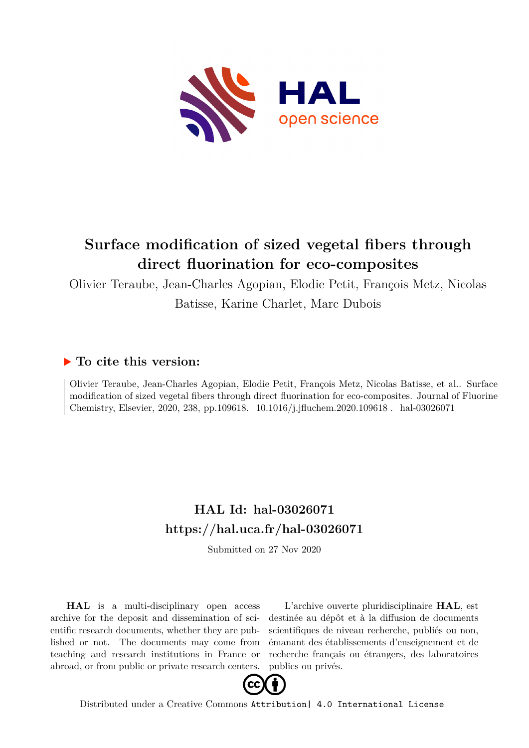# Surface modification of sized vegetal fibers through direct fluorination for eco-composites

Olivier Teraube, Jean-Charles Agopian, Elodie Petit, François Metz, Nicolas Batisse, Karine Charlet, Marc Dubois

## ▶ To cite this version:

Olivier Teraube, Jean-Charles Agopian, Elodie Petit, François Metz, Nicolas Batisse, et al.. Surface modification of sized vegetal fibers through direct fluorination for eco-composites. Journal of Fluorine Chemistry, Elsevier, 2020, 238, pp.109618. 10.1016/j.jfluchem.2020.109618 . hal-03026071

## HAL Id: hal-03026071
## https://hal.uca.fr/hal-03026071

Submitted on 27 Nov 2020

**HAL** is a multi-disciplinary open access archive for the deposit and dissemination of scientific research documents, whether they are published or not. The documents may come from teaching and research institutions in France or abroad, or from public or private research centers.

L'archive ouverte pluridisciplinaire **HAL**, est destinée au dépôt et à la diffusion de documents scientifiques de niveau recherche, publiés ou non, émanant des établissements d'enseignement et de recherche français ou étrangers, des laboratoires publics ou privés.

Distributed under a Creative Commons Attribution| 4.0 International License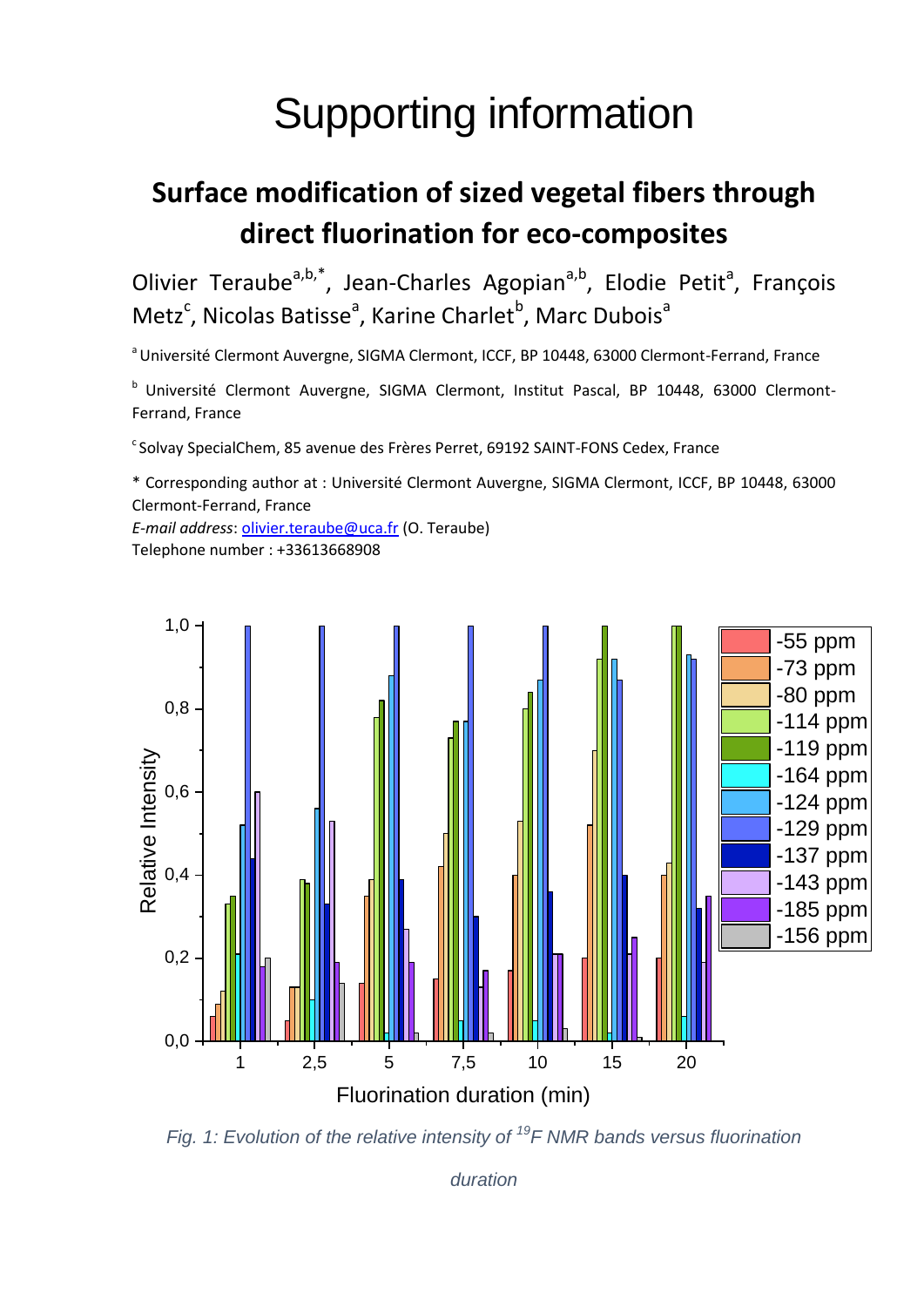# Supporting information

## Surface modification of sized vegetal fibers through direct fluorination for eco-composites

Olivier Teraube[a,b,*], Jean-Charles Agopian[a,b], Elodie Petit[a], François Metz[c], Nicolas Batisse[a], Karine Charlet[b], Marc Dubois[a]

[a] Université Clermont Auvergne, SIGMA Clermont, ICCF, BP 10448, 63000 Clermont-Ferrand, France

[b] Université Clermont Auvergne, SIGMA Clermont, Institut Pascal, BP 10448, 63000 Clermont-Ferrand, France

[c] Solvay SpecialChem, 85 avenue des Frères Perret, 69192 SAINT-FONS Cedex, France

\* Corresponding author at : Université Clermont Auvergne, SIGMA Clermont, ICCF, BP 10448, 63000 Clermont-Ferrand, France

*E-mail address*: olivier.teraube@uca.fr (O. Teraube)

Telephone number : +33613668908

*Fig. 1: Evolution of the relative intensity of $^{19}F$ NMR bands versus fluorination duration*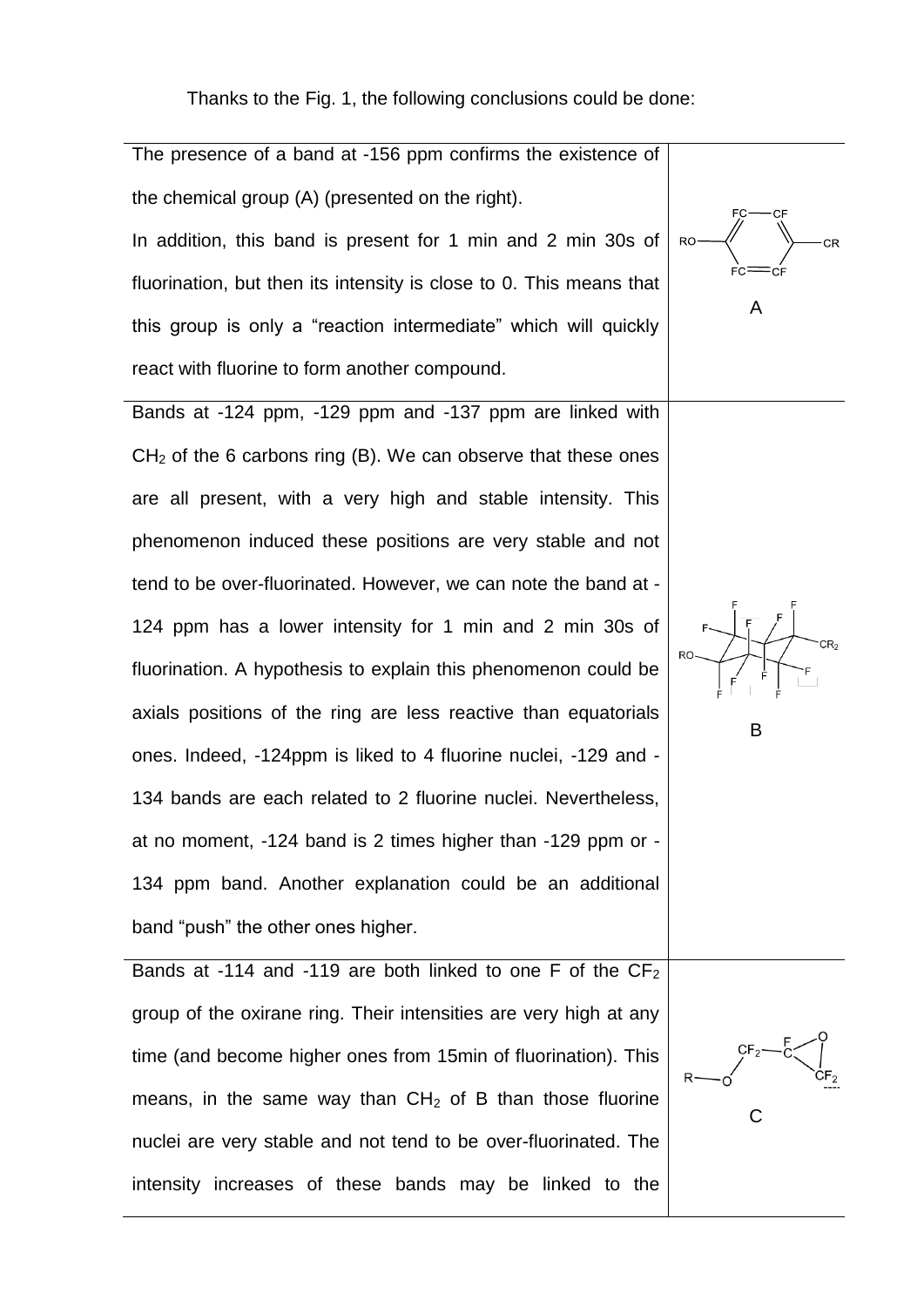Thanks to the Fig. 1, the following conclusions could be done:

| | |
|---|---|
| The presence of a band at -156 ppm confirms the existence of the chemical group (A) (presented on the right). In addition, this band is present for 1 min and 2 min 30s of fluorination, but then its intensity is close to 0. This means that this group is only a "reaction intermediate" which will quickly react with fluorine to form another compound. | A |
| Bands at -124 ppm, -129 ppm and -137 ppm are linked with $CH_2$ of the 6 carbons ring (B). We can observe that these ones are all present, with a very high and stable intensity. This phenomenon induced these positions are very stable and not tend to be over-fluorinated. However, we can note the band at -124 ppm has a lower intensity for 1 min and 2 min 30s of fluorination. A hypothesis to explain this phenomenon could be axials positions of the ring are less reactive than equatorials ones. Indeed, -124ppm is liked to 4 fluorine nuclei, -129 and -134 bands are each related to 2 fluorine nuclei. Nevertheless, at no moment, -124 band is 2 times higher than -129 ppm or -134 ppm band. Another explanation could be an additional band "push" the other ones higher. | B |
| Bands at -114 and -119 are both linked to one F of the $CF_2$ group of the oxirane ring. Their intensities are very high at any time (and become higher ones from 15min of fluorination). This means, in the same way than $CH_2$ of B than those fluorine nuclei are very stable and not tend to be over-fluorinated. The intensity increases of these bands may be linked to the | C |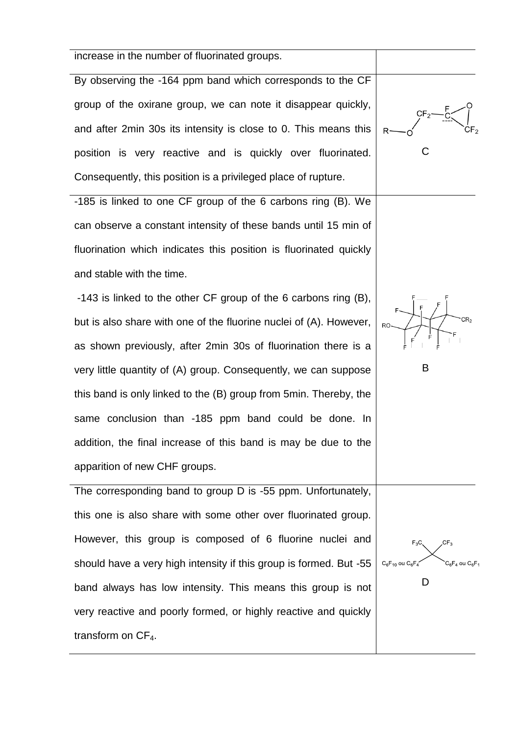| | |
|---|---|
| increase in the number of fluorinated groups. | |
| By observing the -164 ppm band which corresponds to the CF group of the oxirane group, we can note it disappear quickly, and after 2min 30s its intensity is close to 0. This means this position is very reactive and is quickly over fluorinated. Consequently, this position is a privileged place of rupture. | C |
| -185 is linked to one CF group of the 6 carbons ring (B). We can observe a constant intensity of these bands until 15 min of fluorination which indicates this position is fluorinated quickly and stable with the time. -143 is linked to the other CF group of the 6 carbons ring (B), but is also share with one of the fluorine nuclei of (A). However, as shown previously, after 2min 30s of fluorination there is a very little quantity of (A) group. Consequently, we can suppose this band is only linked to the (B) group from 5min. Thereby, the same conclusion than -185 ppm band could be done. In addition, the final increase of this band is may be due to the apparition of new CHF groups. | B |
| The corresponding band to group D is -55 ppm. Unfortunately, this one is also share with some other over fluorinated group. However, this group is composed of 6 fluorine nuclei and should have a very high intensity if this group is formed. But -55 band always has low intensity. This means this group is not very reactive and poorly formed, or highly reactive and quickly transform on $CF_4$. | D |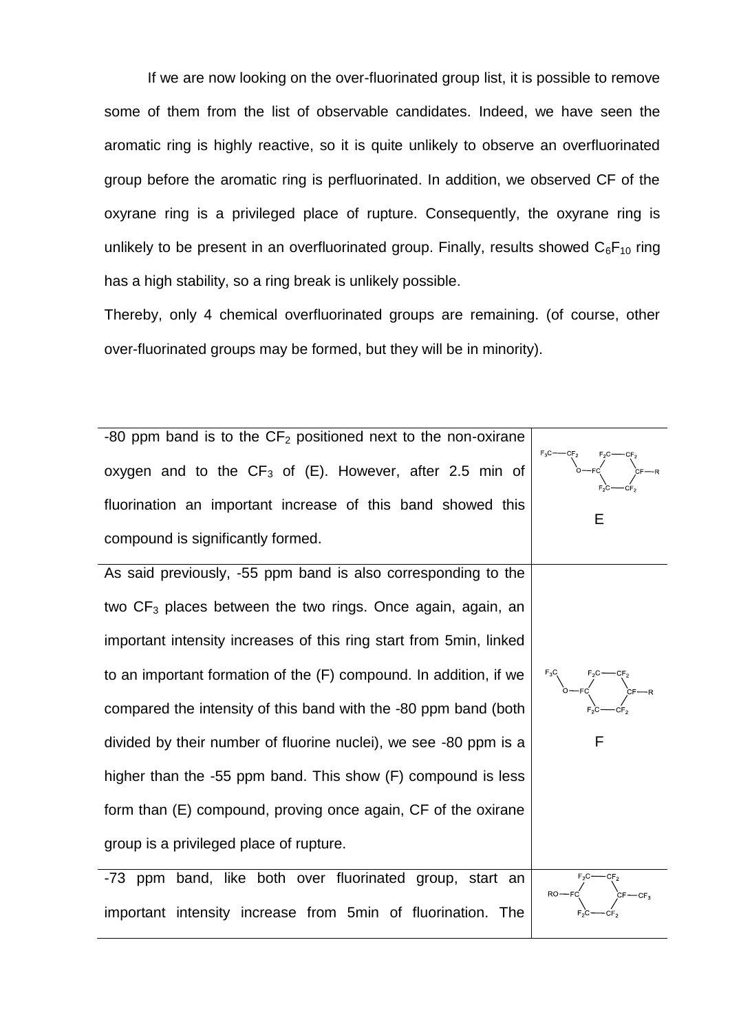If we are now looking on the over-fluorinated group list, it is possible to remove some of them from the list of observable candidates. Indeed, we have seen the aromatic ring is highly reactive, so it is quite unlikely to observe an overfluorinated group before the aromatic ring is perfluorinated. In addition, we observed CF of the oxyrane ring is a privileged place of rupture. Consequently, the oxyrane ring is unlikely to be present in an overfluorinated group. Finally, results showed $C_6F_{10}$ ring has a high stability, so a ring break is unlikely possible.

Thereby, only 4 chemical overfluorinated groups are remaining. (of course, other over-fluorinated groups may be formed, but they will be in minority).

| | |
|---|---|
| -80 ppm band is to the $CF_2$ positioned next to the non-oxirane oxygen and to the $CF_3$ of (E). However, after 2.5 min of fluorination an important increase of this band showed this compound is significantly formed. | $F_3C$—$CF_2$—O—FC( $F_2C$—$CF_2$ / $F_2C$—$CF_2$ )CF—R<br>E |
| As said previously, -55 ppm band is also corresponding to the two $CF_3$ places between the two rings. Once again, again, an important intensity increases of this ring start from 5min, linked to an important formation of the (F) compound. In addition, if we compared the intensity of this band with the -80 ppm band (both divided by their number of fluorine nuclei), we see -80 ppm is a higher than the -55 ppm band. This show (F) compound is less form than (E) compound, proving once again, CF of the oxirane group is a privileged place of rupture. | $F_3C$—O—FC( $F_2C$—$CF_2$ / $F_2C$—$CF_2$ )CF—R<br>F |
| -73 ppm band, like both over fluorinated group, start an important intensity increase from 5min of fluorination. The | RO—FC( $F_2C$—$CF_2$ / $F_2C$—$CF_2$ )CF—$CF_3$ |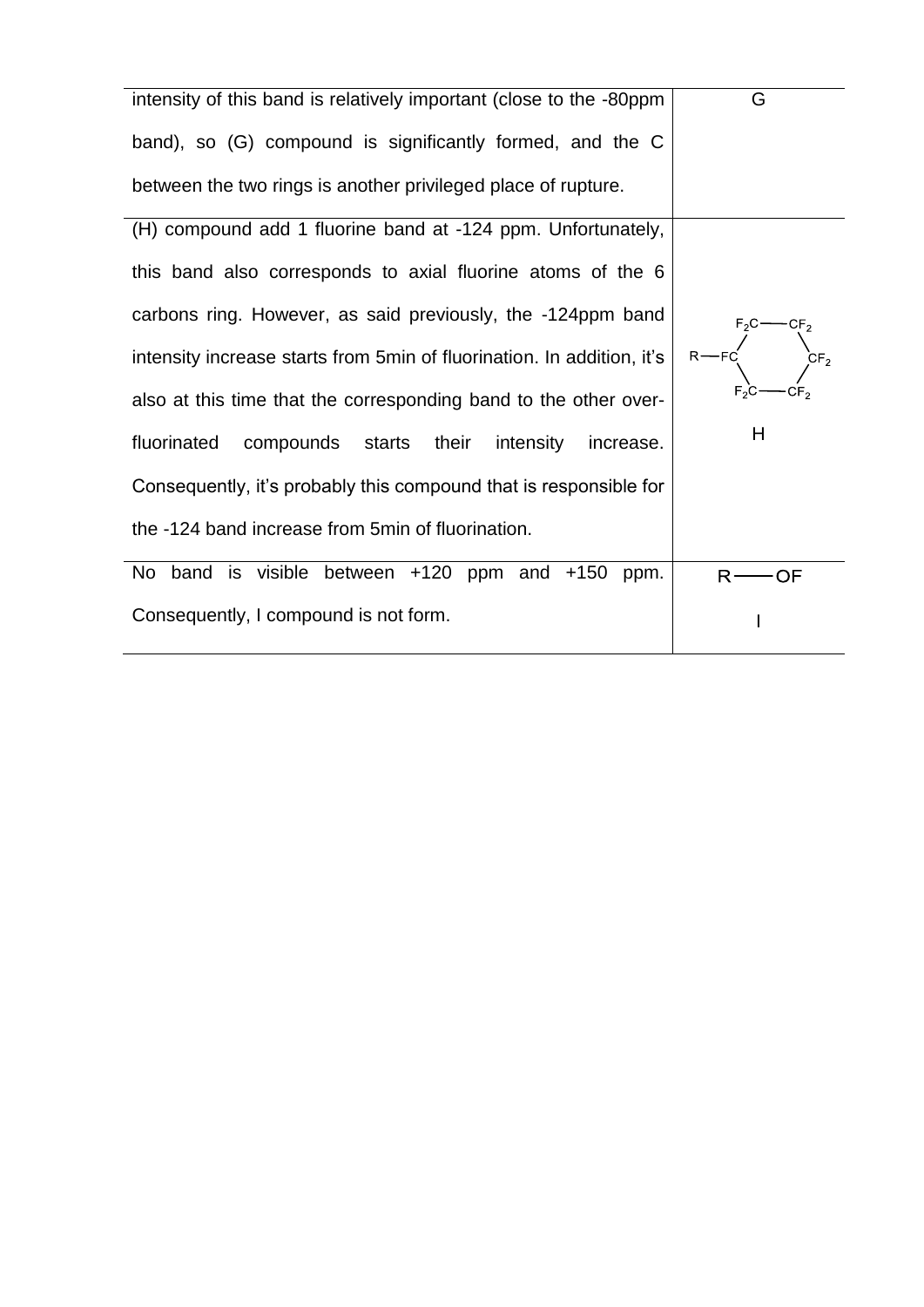| | |
|---|---|
| intensity of this band is relatively important (close to the -80ppm band), so (G) compound is significantly formed, and the C between the two rings is another privileged place of rupture. | G |
| (H) compound add 1 fluorine band at -124 ppm. Unfortunately, this band also corresponds to axial fluorine atoms of the 6 carbons ring. However, as said previously, the -124ppm band intensity increase starts from 5min of fluorination. In addition, it's also at this time that the corresponding band to the other over-fluorinated compounds starts their intensity increase. Consequently, it's probably this compound that is responsible for the -124 band increase from 5min of fluorination. | $F_2C$—$CF_2$, R—FC, $CF_2$, $F_2C$—$CF_2$ H |
| No band is visible between +120 ppm and +150 ppm. Consequently, I compound is not form. | R—OF I |